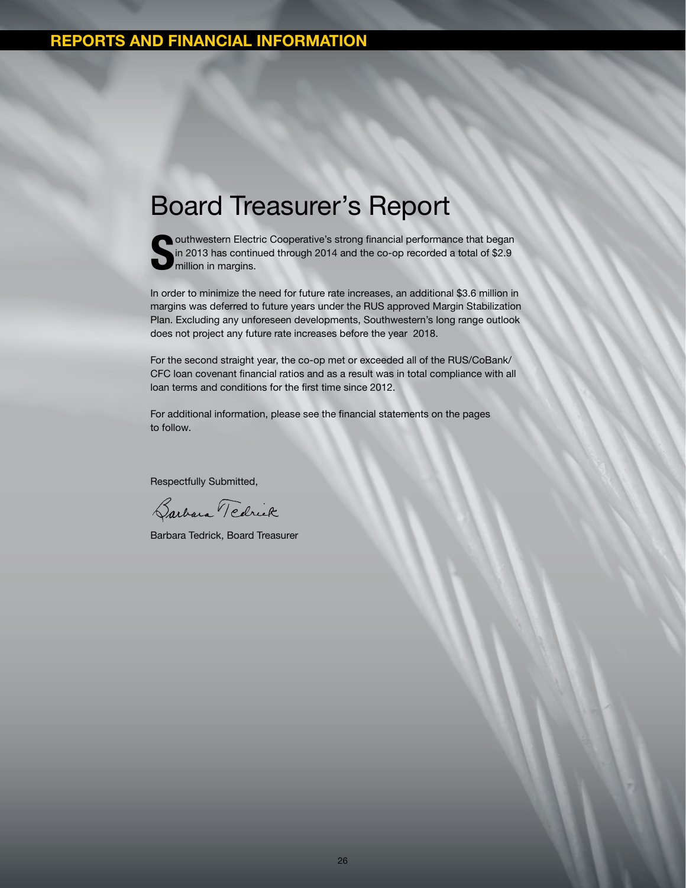## REPORTS AND FINANCIAL INFORMATION

# Board Treasurer's Report

Southwestern Electric Cooperative's strong financial performance that began in 2013 has continued through 2014 and the co-op recorded a total of $2.9 million in margins.

In order to minimize the need for future rate increases, an additional $3.6 million in margins was deferred to future years under the RUS approved Margin Stabilization Plan. Excluding any unforeseen developments, Southwestern's long range outlook does not project any future rate increases before the year 2018.

For the second straight year, the co-op met or exceeded all of the RUS/CoBank/CFC loan covenant financial ratios and as a result was in total compliance with all loan terms and conditions for the first time since 2012.

For additional information, please see the financial statements on the pages to follow.

Respectfully Submitted,

Barbara Tedrick

Barbara Tedrick, Board Treasurer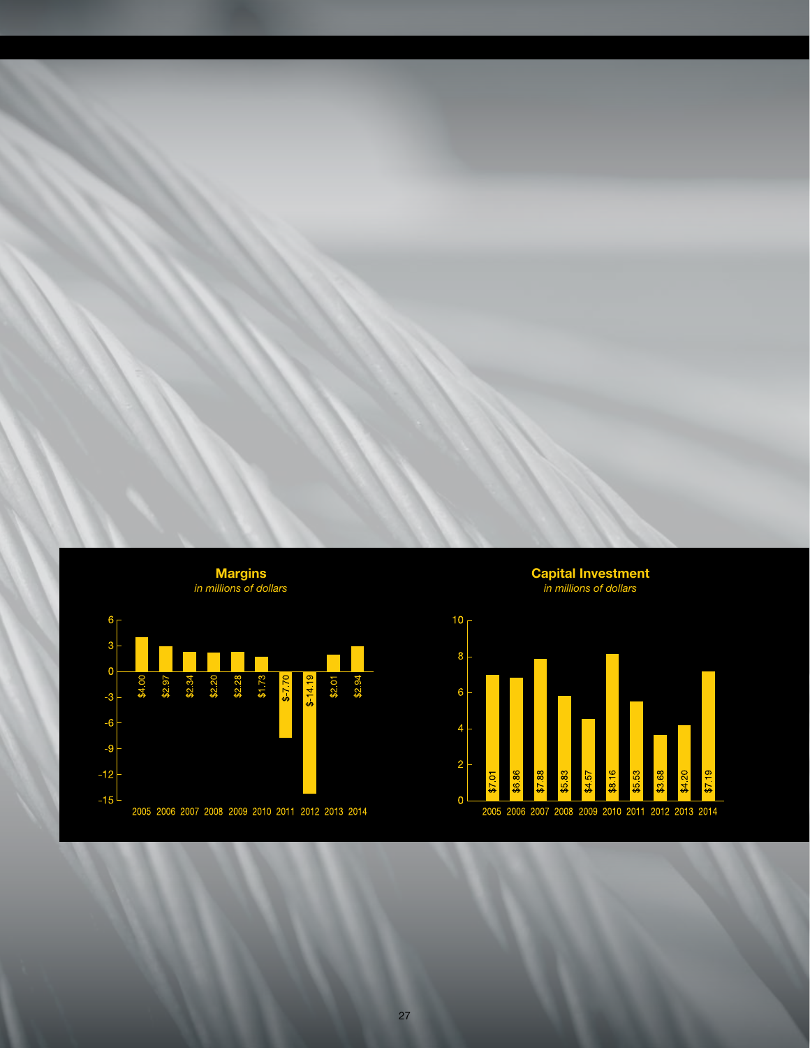## Margins

*in millions of dollars*

| Year | Margins |
|---|---|
| 2005 | $4.00 |
| 2006 | $2.97 |
| 2007 | $2.34 |
| 2008 | $2.20 |
| 2009 | $2.28 |
| 2010 | $1.73 |
| 2011 | $-7.70 |
| 2012 | $-14.19 |
| 2013 | $2.01 |
| 2014 | $2.94 |

## Capital Investment

*in millions of dollars*

| Year | Capital Investment |
|---|---|
| 2005 | $7.01 |
| 2006 | $6.86 |
| 2007 | $7.88 |
| 2008 | $5.83 |
| 2009 | $4.57 |
| 2010 | $8.16 |
| 2011 | $5.53 |
| 2012 | $3.68 |
| 2013 | $4.20 |
| 2014 | $7.19 |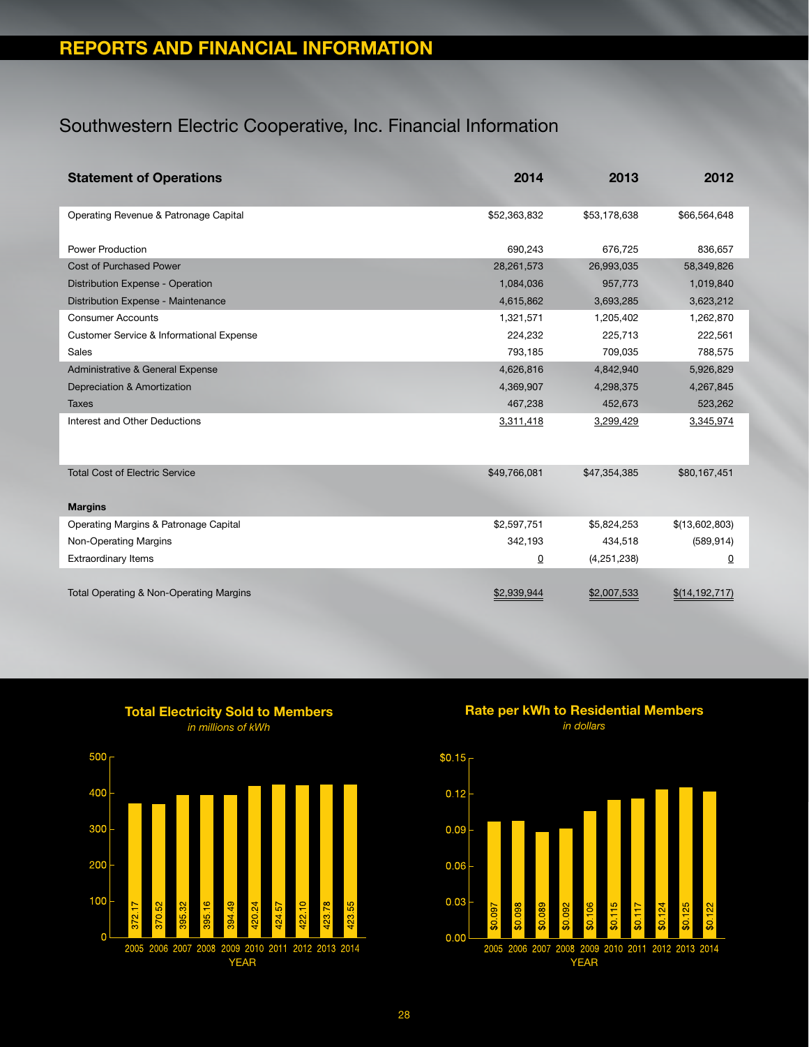## REPORTS AND FINANCIAL INFORMATION

# Southwestern Electric Cooperative, Inc. Financial Information

| **Statement of Operations** | **2014** | **2013** | **2012** |
|---|---|---|---|
| Operating Revenue & Patronage Capital | $52,363,832 | $53,178,638 | $66,564,648 |
| Power Production | 690,243 | 676,725 | 836,657 |
| Cost of Purchased Power | 28,261,573 | 26,993,035 | 58,349,826 |
| Distribution Expense - Operation | 1,084,036 | 957,773 | 1,019,840 |
| Distribution Expense - Maintenance | 4,615,862 | 3,693,285 | 3,623,212 |
| Consumer Accounts | 1,321,571 | 1,205,402 | 1,262,870 |
| Customer Service & Informational Expense | 224,232 | 225,713 | 222,561 |
| Sales | 793,185 | 709,035 | 788,575 |
| Administrative & General Expense | 4,626,816 | 4,842,940 | 5,926,829 |
| Depreciation & Amortization | 4,369,907 | 4,298,375 | 4,267,845 |
| Taxes | 467,238 | 452,673 | 523,262 |
| Interest and Other Deductions | 3,311,418 | 3,299,429 | 3,345,974 |
| Total Cost of Electric Service | $49,766,081 | $47,354,385 | $80,167,451 |
| **Margins** | | | |
| Operating Margins & Patronage Capital | $2,597,751 | $5,824,253 | $(13,602,803) |
| Non-Operating Margins | 342,193 | 434,518 | (589,914) |
| Extraordinary Items | 0 | (4,251,238) | 0 |
| Total Operating & Non-Operating Margins | $2,939,944 | $2,007,533 | $(14,192,717) |

**Total Electricity Sold to Members**
*in millions of kWh*

| YEAR | 2005 | 2006 | 2007 | 2008 | 2009 | 2010 | 2011 | 2012 | 2013 | 2014 |
|---|---|---|---|---|---|---|---|---|---|---|
| Millions of kWh | 372.17 | 370.52 | 395.32 | 395.16 | 394.49 | 420.24 | 424.57 | 422.10 | 423.78 | 423.55 |

**Rate per kWh to Residential Members**
*in dollars*

| YEAR | 2005 | 2006 | 2007 | 2008 | 2009 | 2010 | 2011 | 2012 | 2013 | 2014 |
|---|---|---|---|---|---|---|---|---|---|---|
| Rate | $0.097 | $0.098 | $0.089 | $0.092 | $0.106 | $0.115 | $0.117 | $0.124 | $0.125 | $0.122 |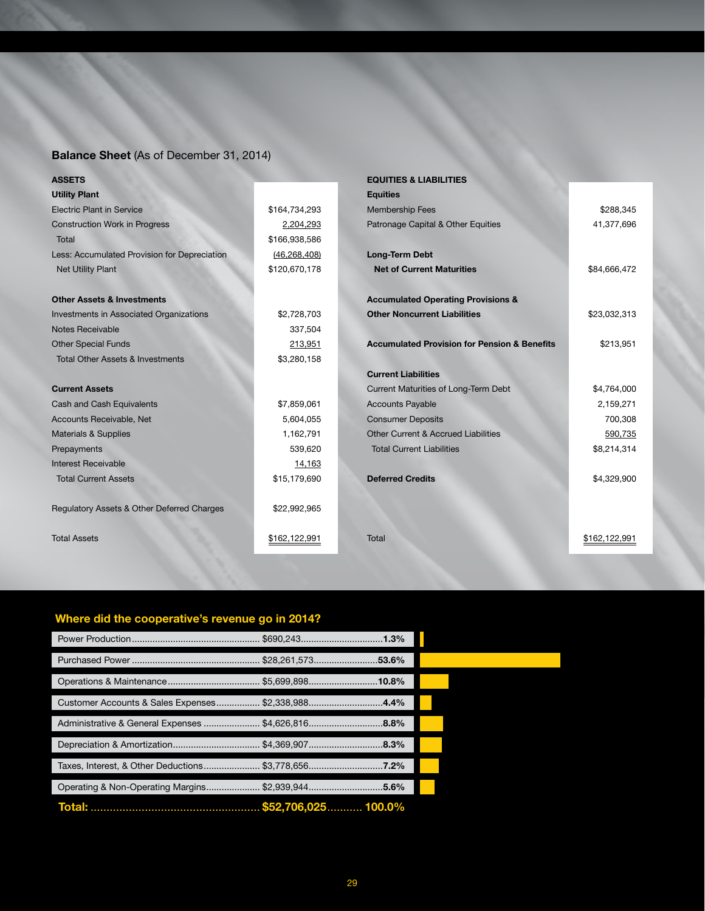## Balance Sheet (As of December 31, 2014)

| ASSETS | |
|---|---|
| **Utility Plant** | |
| Electric Plant in Service | $164,734,293 |
| Construction Work in Progress | 2,204,293 |
| Total | $166,938,586 |
| Less: Accumulated Provision for Depreciation | (46,268,408) |
| Net Utility Plant | $120,670,178 |
| | |
| **Other Assets & Investments** | |
| Investments in Associated Organizations | $2,728,703 |
| Notes Receivable | 337,504 |
| Other Special Funds | 213,951 |
| Total Other Assets & Investments | $3,280,158 |
| | |
| **Current Assets** | |
| Cash and Cash Equivalents | $7,859,061 |
| Accounts Receivable, Net | 5,604,055 |
| Materials & Supplies | 1,162,791 |
| Prepayments | 539,620 |
| Interest Receivable | 14,163 |
| Total Current Assets | $15,179,690 |
| | |
| Regulatory Assets & Other Deferred Charges | $22,992,965 |
| | |
| Total Assets | $162,122,991 |

| EQUITIES & LIABILITIES | |
|---|---|
| **Equities** | |
| Membership Fees | $288,345 |
| Patronage Capital & Other Equities | 41,377,696 |
| | |
| **Long-Term Debt** | |
| **Net of Current Maturities** | $84,666,472 |
| | |
| **Accumulated Operating Provisions & Other Noncurrent Liabilities** | $23,032,313 |
| | |
| **Accumulated Provision for Pension & Benefits** | $213,951 |
| | |
| **Current Liabilities** | |
| Current Maturities of Long-Term Debt | $4,764,000 |
| Accounts Payable | 2,159,271 |
| Consumer Deposits | 700,308 |
| Other Current & Accrued Liabilities | 590,735 |
| Total Current Liabilities | $8,214,314 |
| | |
| **Deferred Credits** | $4,329,900 |
| | |
| Total | $162,122,991 |

## Where did the cooperative's revenue go in 2014?

Power Production $690,243 **1.3%**

Purchased Power $28,261,573 **53.6%**

Operations & Maintenance $5,699,898 **10.8%**

Customer Accounts & Sales Expenses $2,338,988 **4.4%**

Administrative & General Expenses $4,626,816 **8.8%**

Depreciation & Amortization $4,369,907 **8.3%**

Taxes, Interest, & Other Deductions $3,778,656 **7.2%**

Operating & Non-Operating Margins $2,939,944 **5.6%**

**Total: $52,706,025 100.0%**